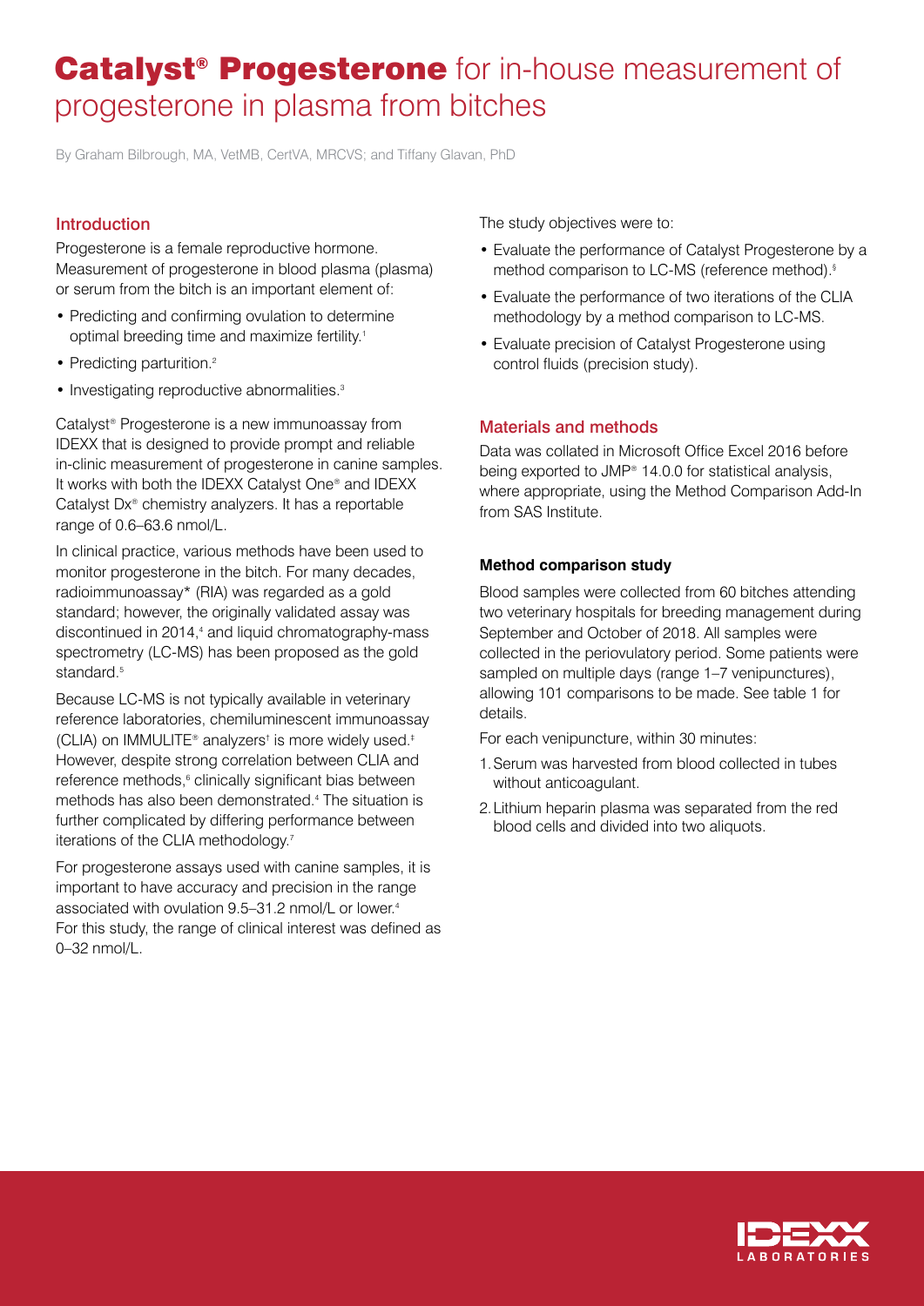# Catalyst® Progesterone for in-house measurement of progesterone in plasma from bitches

By Graham Bilbrough, MA, VetMB, CertVA, MRCVS; and Tiffany Glavan, PhD

## Introduction

Progesterone is a female reproductive hormone. Measurement of progesterone in blood plasma (plasma) or serum from the bitch is an important element of:

- Predicting and confirming ovulation to determine optimal breeding time and maximize fertility.[1]
- Predicting parturition.[2]
- Investigating reproductive abnormalities.[3]

Catalyst® Progesterone is a new immunoassay from IDEXX that is designed to provide prompt and reliable in-clinic measurement of progesterone in canine samples. It works with both the IDEXX Catalyst One® and IDEXX Catalyst Dx® chemistry analyzers. It has a reportable range of 0.6–63.6 nmol/L.

In clinical practice, various methods have been used to monitor progesterone in the bitch. For many decades, radioimmunoassay* (RIA) was regarded as a gold standard; however, the originally validated assay was discontinued in 2014,[4] and liquid chromatography-mass spectrometry (LC-MS) has been proposed as the gold standard.[5]

Because LC-MS is not typically available in veterinary reference laboratories, chemiluminescent immunoassay (CLIA) on IMMULITE® analyzers[†] is more widely used.[‡] However, despite strong correlation between CLIA and reference methods,[6] clinically significant bias between methods has also been demonstrated.[4] The situation is further complicated by differing performance between iterations of the CLIA methodology.[7]

For progesterone assays used with canine samples, it is important to have accuracy and precision in the range associated with ovulation 9.5–31.2 nmol/L or lower.[4] For this study, the range of clinical interest was defined as 0–32 nmol/L.

The study objectives were to:

- Evaluate the performance of Catalyst Progesterone by a method comparison to LC-MS (reference method).[§]
- Evaluate the performance of two iterations of the CLIA methodology by a method comparison to LC-MS.
- Evaluate precision of Catalyst Progesterone using control fluids (precision study).

## Materials and methods

Data was collated in Microsoft Office Excel 2016 before being exported to JMP® 14.0.0 for statistical analysis, where appropriate, using the Method Comparison Add-In from SAS Institute.

### Method comparison study

Blood samples were collected from 60 bitches attending two veterinary hospitals for breeding management during September and October of 2018. All samples were collected in the periovulatory period. Some patients were sampled on multiple days (range 1–7 venipunctures), allowing 101 comparisons to be made. See table 1 for details.

For each venipuncture, within 30 minutes:

1. Serum was harvested from blood collected in tubes without anticoagulant.
2. Lithium heparin plasma was separated from the red blood cells and divided into two aliquots.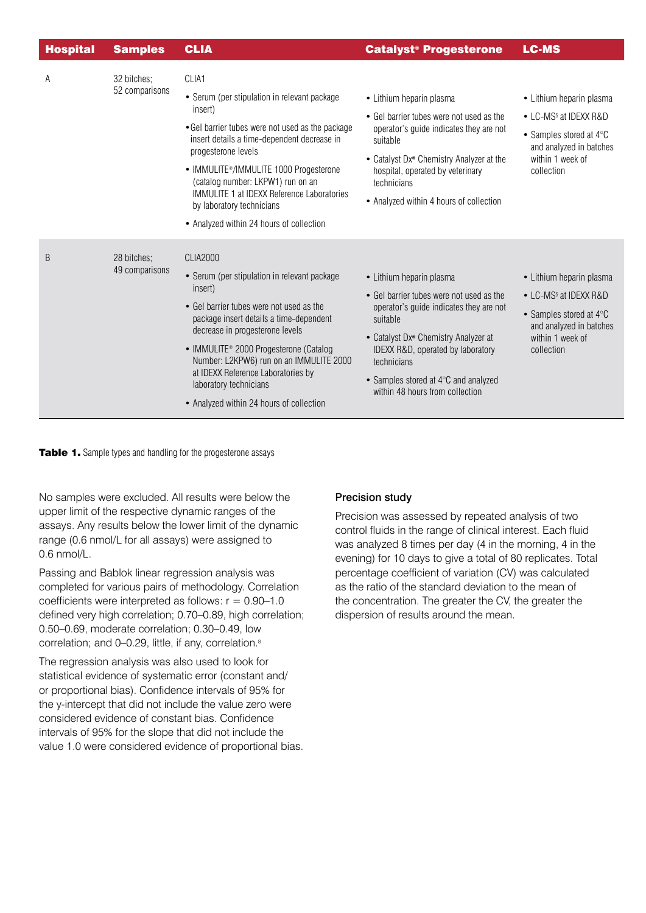| Hospital | Samples | CLIA | Catalyst® Progesterone | LC-MS |
|---|---|---|---|---|
| A | 32 bitches; 52 comparisons | CLIA1<br>• Serum (per stipulation in relevant package insert)<br>• Gel barrier tubes were not used as the package insert details a time-dependent decrease in progesterone levels<br>• IMMULITE®/IMMULITE 1000 Progesterone (catalog number: LKPW1) run on an IMMULITE 1 at IDEXX Reference Laboratories by laboratory technicians<br>• Analyzed within 24 hours of collection | • Lithium heparin plasma<br>• Gel barrier tubes were not used as the operator's guide indicates they are not suitable<br>• Catalyst Dx® Chemistry Analyzer at the hospital, operated by veterinary technicians<br>• Analyzed within 4 hours of collection | • Lithium heparin plasma<br>• LC-MS§ at IDEXX R&D<br>• Samples stored at 4°C and analyzed in batches within 1 week of collection |
| B | 28 bitches; 49 comparisons | CLIA2000<br>• Serum (per stipulation in relevant package insert)<br>• Gel barrier tubes were not used as the package insert details a time-dependent decrease in progesterone levels<br>• IMMULITE® 2000 Progesterone (Catalog Number: L2KPW6) run on an IMMULITE 2000 at IDEXX Reference Laboratories by laboratory technicians<br>• Analyzed within 24 hours of collection | • Lithium heparin plasma<br>• Gel barrier tubes were not used as the operator's guide indicates they are not suitable<br>• Catalyst Dx® Chemistry Analyzer at IDEXX R&D, operated by laboratory technicians<br>• Samples stored at 4°C and analyzed within 48 hours from collection | • Lithium heparin plasma<br>• LC-MS§ at IDEXX R&D<br>• Samples stored at 4°C and analyzed in batches within 1 week of collection |

**Table 1.** Sample types and handling for the progesterone assays

No samples were excluded. All results were below the upper limit of the respective dynamic ranges of the assays. Any results below the lower limit of the dynamic range (0.6 nmol/L for all assays) were assigned to 0.6 nmol/L.

Passing and Bablok linear regression analysis was completed for various pairs of methodology. Correlation coefficients were interpreted as follows: $r = 0.90–1.0$ defined very high correlation; 0.70–0.89, high correlation; 0.50–0.69, moderate correlation; 0.30–0.49, low correlation; and 0–0.29, little, if any, correlation.[8]

The regression analysis was also used to look for statistical evidence of systematic error (constant and/or proportional bias). Confidence intervals of 95% for the y-intercept that did not include the value zero were considered evidence of constant bias. Confidence intervals of 95% for the slope that did not include the value 1.0 were considered evidence of proportional bias.

### Precision study

Precision was assessed by repeated analysis of two control fluids in the range of clinical interest. Each fluid was analyzed 8 times per day (4 in the morning, 4 in the evening) for 10 days to give a total of 80 replicates. Total percentage coefficient of variation (CV) was calculated as the ratio of the standard deviation to the mean of the concentration. The greater the CV, the greater the dispersion of results around the mean.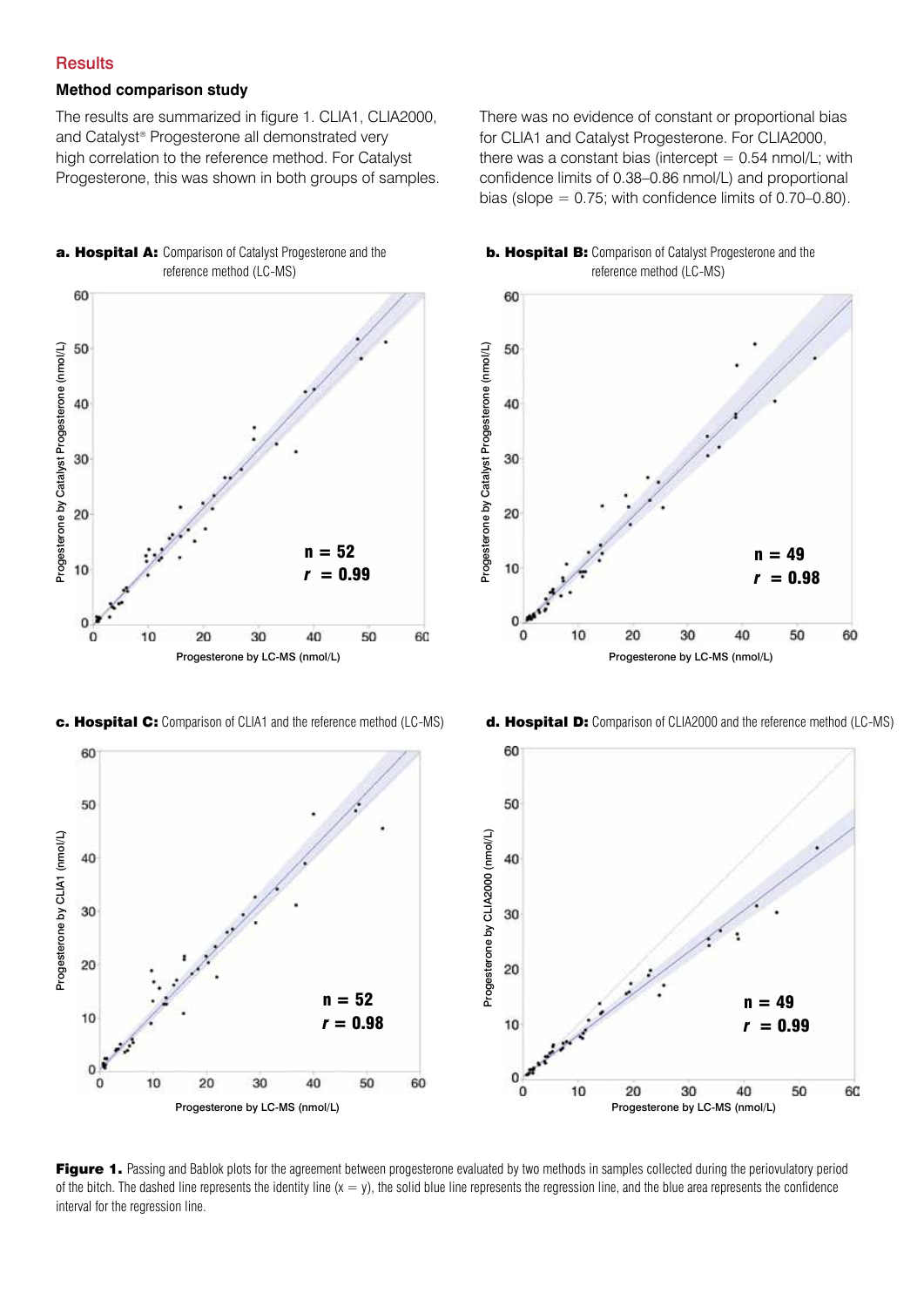## Results

### Method comparison study

The results are summarized in figure 1. CLIA1, CLIA2000, and Catalyst® Progesterone all demonstrated very high correlation to the reference method. For Catalyst Progesterone, this was shown in both groups of samples.

There was no evidence of constant or proportional bias for CLIA1 and Catalyst Progesterone. For CLIA2000, there was a constant bias (intercept = 0.54 nmol/L; with confidence limits of 0.38–0.86 nmol/L) and proportional bias (slope = 0.75; with confidence limits of 0.70–0.80).

**a. Hospital A:** Comparison of Catalyst Progesterone and the reference method (LC-MS)

**b. Hospital B:** Comparison of Catalyst Progesterone and the reference method (LC-MS)

**c. Hospital C:** Comparison of CLIA1 and the reference method (LC-MS)

**d. Hospital D:** Comparison of CLIA2000 and the reference method (LC-MS)

**Figure 1.** Passing and Bablok plots for the agreement between progesterone evaluated by two methods in samples collected during the periovulatory period of the bitch. The dashed line represents the identity line (x = y), the solid blue line represents the regression line, and the blue area represents the confidence interval for the regression line.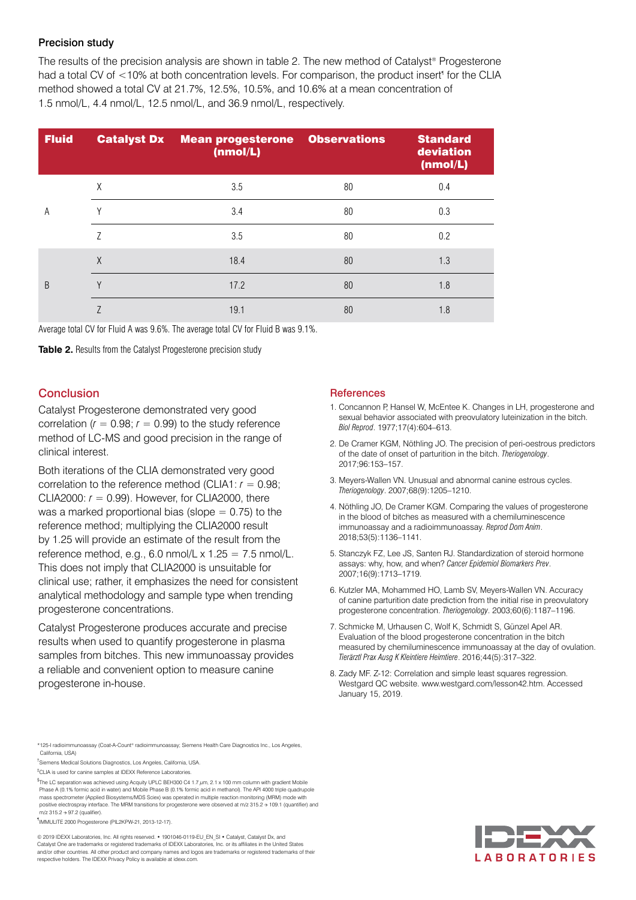### Precision study

The results of the precision analysis are shown in table 2. The new method of Catalyst® Progesterone had a total CV of <10% at both concentration levels. For comparison, the product insert¶ for the CLIA method showed a total CV at 21.7%, 12.5%, 10.5%, and 10.6% at a mean concentration of 1.5 nmol/L, 4.4 nmol/L, 12.5 nmol/L, and 36.9 nmol/L, respectively.

| Fluid | Catalyst Dx | Mean progesterone (nmol/L) | Observations | Standard deviation (nmol/L) |
|---|---|---|---|---|
| A | X | 3.5 | 80 | 0.4 |
| | Y | 3.4 | 80 | 0.3 |
| | Z | 3.5 | 80 | 0.2 |
| B | X | 18.4 | 80 | 1.3 |
| | Y | 17.2 | 80 | 1.8 |
| | Z | 19.1 | 80 | 1.8 |

Average total CV for Fluid A was 9.6%. The average total CV for Fluid B was 9.1%.

**Table 2.** Results from the Catalyst Progesterone precision study

## Conclusion

Catalyst Progesterone demonstrated very good correlation ($r = 0.98$; $r = 0.99$) to the study reference method of LC-MS and good precision in the range of clinical interest.

Both iterations of the CLIA demonstrated very good correlation to the reference method (CLIA1: $r = 0.98$; CLIA2000: $r = 0.99$). However, for CLIA2000, there was a marked proportional bias (slope = 0.75) to the reference method; multiplying the CLIA2000 result by 1.25 will provide an estimate of the result from the reference method, e.g., 6.0 nmol/L x 1.25 = 7.5 nmol/L. This does not imply that CLIA2000 is unsuitable for clinical use; rather, it emphasizes the need for consistent analytical methodology and sample type when trending progesterone concentrations.

Catalyst Progesterone produces accurate and precise results when used to quantify progesterone in plasma samples from bitches. This new immunoassay provides a reliable and convenient option to measure canine progesterone in-house.

## References

1. Concannon P, Hansel W, McEntee K. Changes in LH, progesterone and sexual behavior associated with preovulatory luteinization in the bitch. *Biol Reprod*. 1977;17(4):604–613.
2. De Cramer KGM, Nöthling JO. The precision of peri-oestrous predictors of the date of onset of parturition in the bitch. *Theriogenology*. 2017;96:153–157.
3. Meyers-Wallen VN. Unusual and abnormal canine estrous cycles. *Theriogenology*. 2007;68(9):1205–1210.
4. Nöthling JO, De Cramer KGM. Comparing the values of progesterone in the blood of bitches as measured with a chemiluminescence immunoassay and a radioimmunoassay. *Reprod Dom Anim*. 2018;53(5):1136–1141.
5. Stanczyk FZ, Lee JS, Santen RJ. Standardization of steroid hormone assays: why, how, and when? *Cancer Epidemiol Biomarkers Prev*. 2007;16(9):1713–1719.
6. Kutzler MA, Mohammed HO, Lamb SV, Meyers-Wallen VN. Accuracy of canine parturition date prediction from the initial rise in preovulatory progesterone concentration. *Theriogenology*. 2003;60(6):1187–1196.
7. Schmicke M, Urhausen C, Wolf K, Schmidt S, Günzel Apel AR. Evaluation of the blood progesterone concentration in the bitch measured by chemiluminescence immunoassay at the day of ovulation. *Tierärztl Prax Ausg K Kleintiere Heimtiere*. 2016;44(5):317–322.
8. Zady MF. Z-12: Correlation and simple least squares regression. Westgard QC website. www.westgard.com/lesson42.htm. Accessed January 15, 2019.

*125-I radioimmunoassay (Coat-A-Count® radioimmunoassay; Siemens Health Care Diagnostics Inc., Los Angeles, California, USA)

†Siemens Medical Solutions Diagnostics, Los Angeles, California, USA.

‡CLIA is used for canine samples at IDEXX Reference Laboratories.

§The LC separation was achieved using Acquity UPLC BEH300 C4 1.7 µm, 2.1 x 100 mm column with gradient Mobile Phase A (0.1% formic acid in water) and Mobile Phase B (0.1% formic acid in methanol). The API 4000 triple quadrupole mass spectrometer (Applied Biosystems/MDS Sciex) was operated in multiple reaction monitoring (MRM) mode with positive electrospray interface. The MRM transitions for progesterone were observed at m/z 315.2 → 109.1 (quantifier) and m/z 315.2 → 97.2 (qualifier).

¶IMMULITE 2000 Progesterone (PIL2KPW-21, 2013-12-17).

© 2019 IDEXX Laboratories, Inc. All rights reserved. • 1901046-0119-EU_EN_SI • Catalyst, Catalyst Dx, and Catalyst One are trademarks or registered trademarks of IDEXX Laboratories, Inc. or its affiliates in the United States and/or other countries. All other product and company names and logos are trademarks or registered trademarks of their respective holders. The IDEXX Privacy Policy is available at idexx.com.